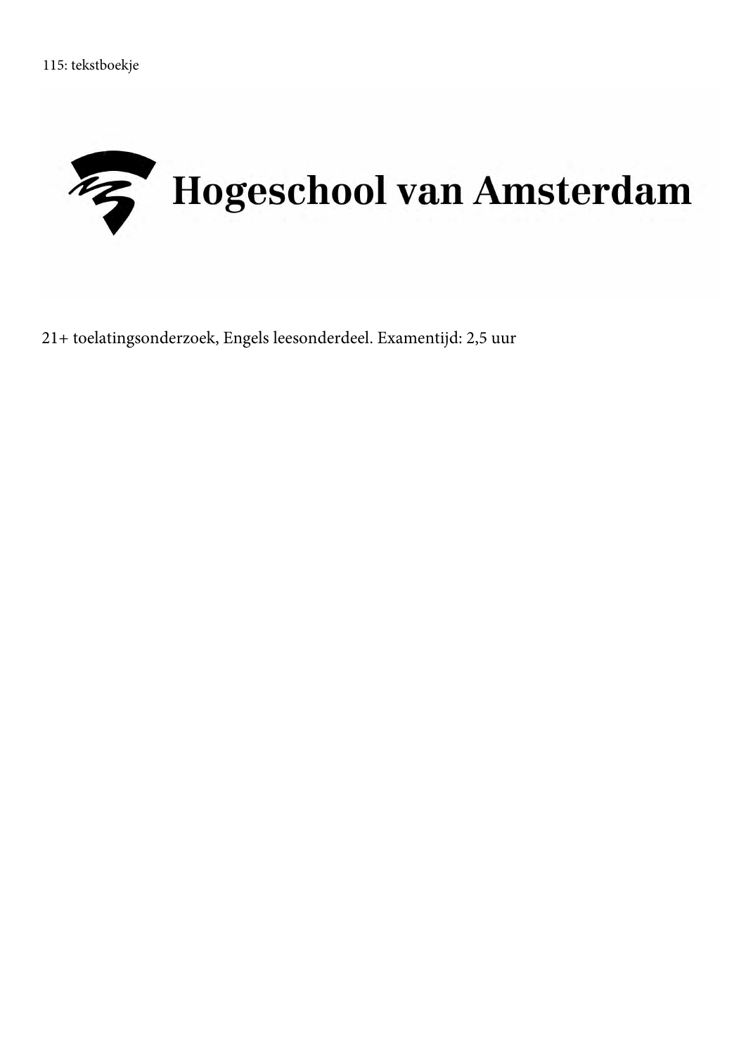115: tekstboekje

# Hogeschool van Amsterdam

21+ toelatingsonderzoek, Engels leesonderdeel. Examentijd: 2,5 uur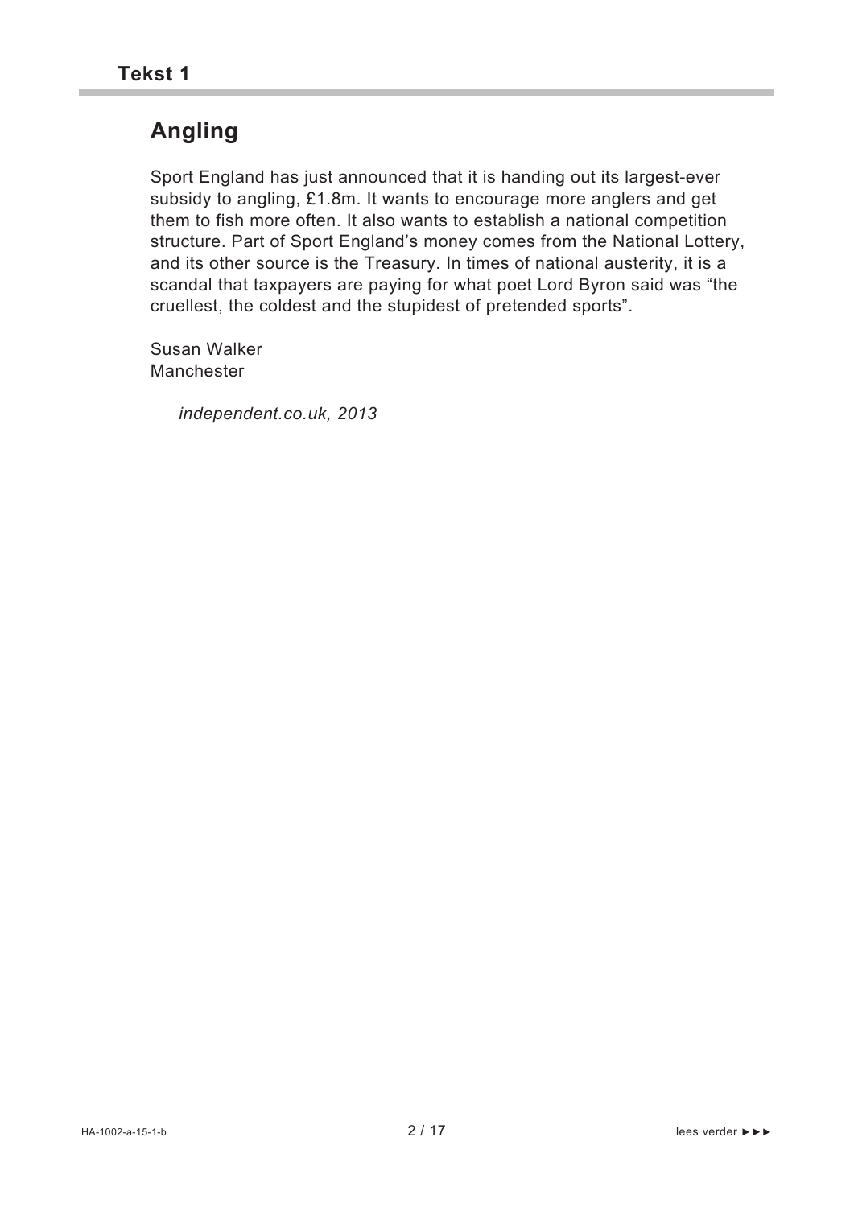## Tekst 1

# Angling

Sport England has just announced that it is handing out its largest-ever subsidy to angling, £1.8m. It wants to encourage more anglers and get them to fish more often. It also wants to establish a national competition structure. Part of Sport England's money comes from the National Lottery, and its other source is the Treasury. In times of national austerity, it is a scandal that taxpayers are paying for what poet Lord Byron said was "the cruellest, the coldest and the stupidest of pretended sports".

Susan Walker
Manchester

*independent.co.uk, 2013*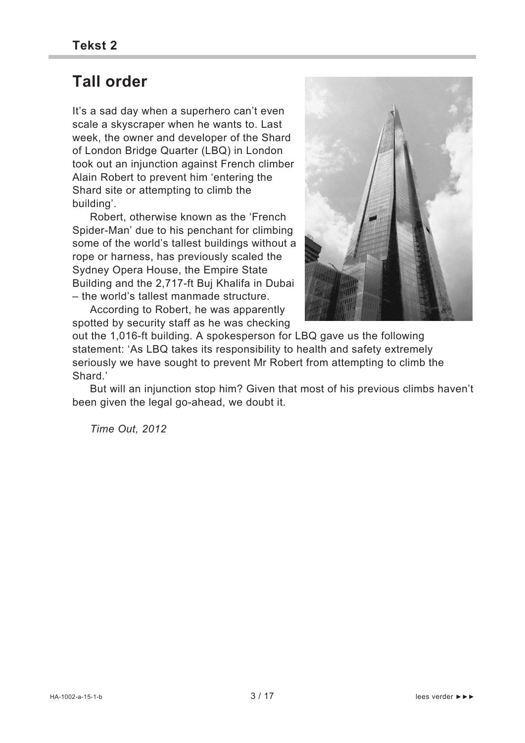**Tekst 2**

# Tall order

It's a sad day when a superhero can't even scale a skyscraper when he wants to. Last week, the owner and developer of the Shard of London Bridge Quarter (LBQ) in London took out an injunction against French climber Alain Robert to prevent him 'entering the Shard site or attempting to climb the building'.

Robert, otherwise known as the 'French Spider-Man' due to his penchant for climbing some of the world's tallest buildings without a rope or harness, has previously scaled the Sydney Opera House, the Empire State Building and the 2,717-ft Buj Khalifa in Dubai – the world's tallest manmade structure.

According to Robert, he was apparently spotted by security staff as he was checking out the 1,016-ft building. A spokesperson for LBQ gave us the following statement: 'As LBQ takes its responsibility to health and safety extremely seriously we have sought to prevent Mr Robert from attempting to climb the Shard.'

But will an injunction stop him? Given that most of his previous climbs haven't been given the legal go-ahead, we doubt it.

*Time Out, 2012*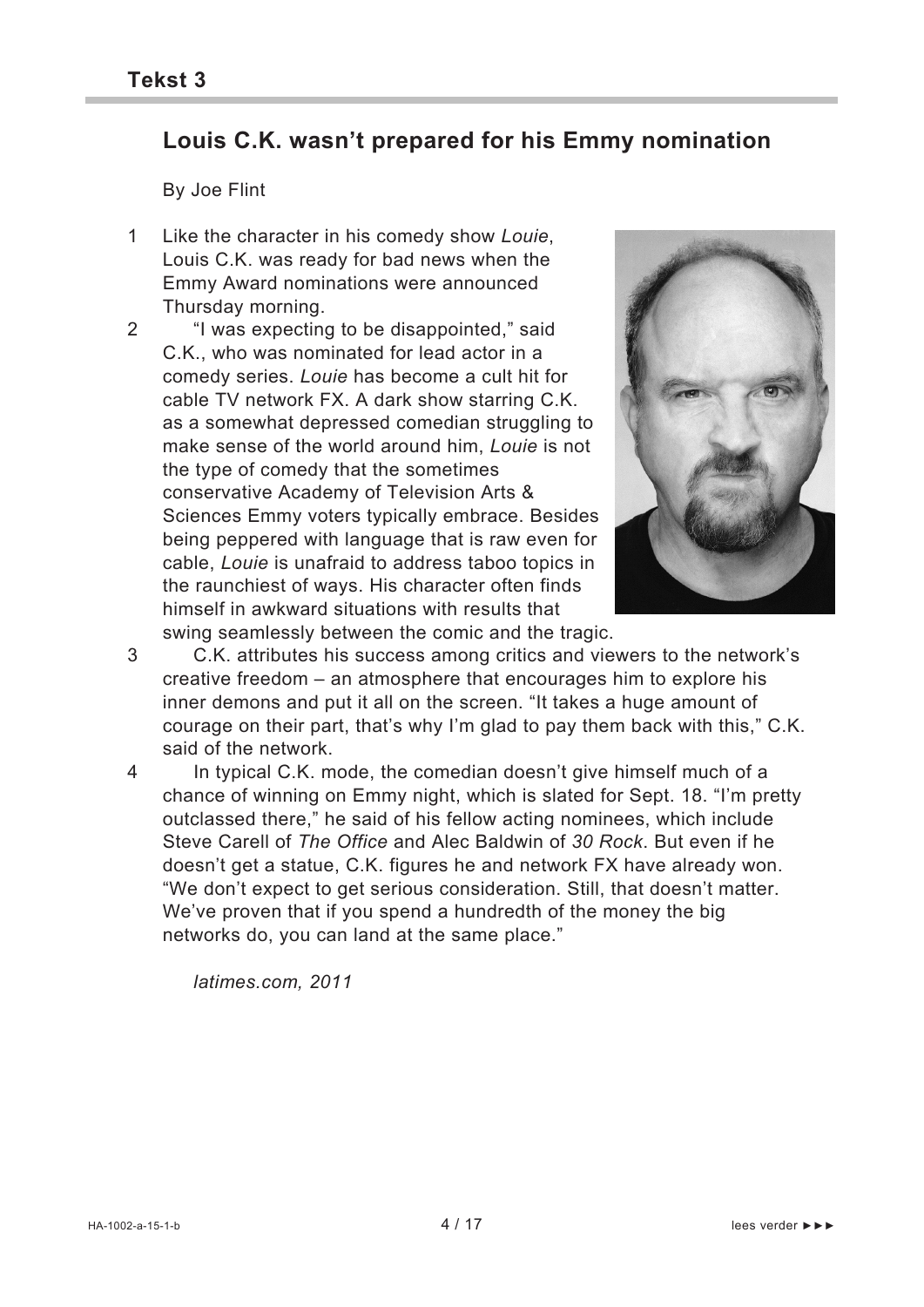## Tekst 3

# Louis C.K. wasn't prepared for his Emmy nomination

By Joe Flint

1 Like the character in his comedy show *Louie*, Louis C.K. was ready for bad news when the Emmy Award nominations were announced Thursday morning.

2 "I was expecting to be disappointed," said C.K., who was nominated for lead actor in a comedy series. *Louie* has become a cult hit for cable TV network FX. A dark show starring C.K. as a somewhat depressed comedian struggling to make sense of the world around him, *Louie* is not the type of comedy that the sometimes conservative Academy of Television Arts & Sciences Emmy voters typically embrace. Besides being peppered with language that is raw even for cable, *Louie* is unafraid to address taboo topics in the raunchiest of ways. His character often finds himself in awkward situations with results that swing seamlessly between the comic and the tragic.

3 C.K. attributes his success among critics and viewers to the network's creative freedom – an atmosphere that encourages him to explore his inner demons and put it all on the screen. "It takes a huge amount of courage on their part, that's why I'm glad to pay them back with this," C.K. said of the network.

4 In typical C.K. mode, the comedian doesn't give himself much of a chance of winning on Emmy night, which is slated for Sept. 18. "I'm pretty outclassed there," he said of his fellow acting nominees, which include Steve Carell of *The Office* and Alec Baldwin of *30 Rock*. But even if he doesn't get a statue, C.K. figures he and network FX have already won. "We don't expect to get serious consideration. Still, that doesn't matter. We've proven that if you spend a hundredth of the money the big networks do, you can land at the same place."

*latimes.com, 2011*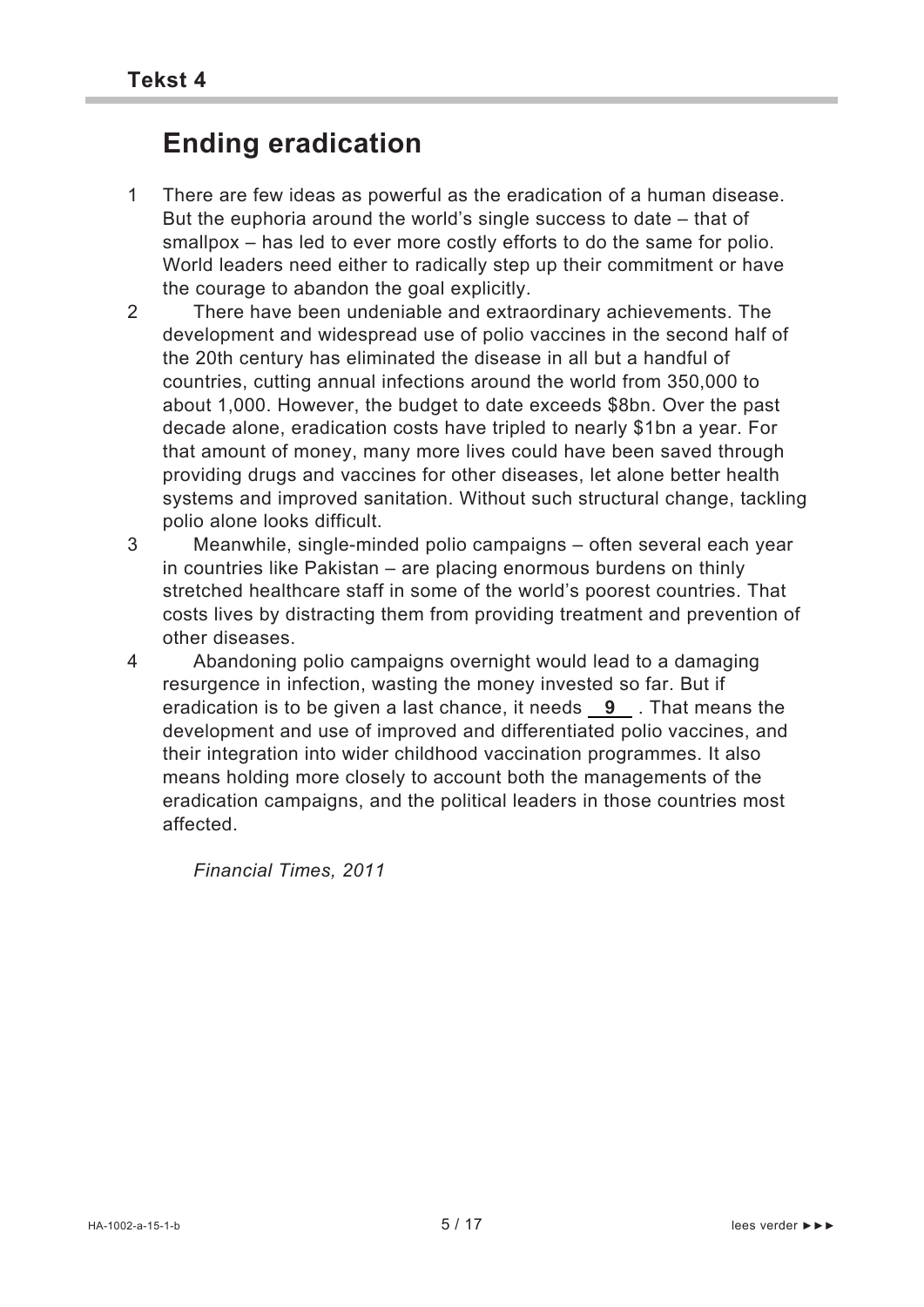**Tekst 4**

# Ending eradication

1 There are few ideas as powerful as the eradication of a human disease. But the euphoria around the world's single success to date – that of smallpox – has led to ever more costly efforts to do the same for polio. World leaders need either to radically step up their commitment or have the courage to abandon the goal explicitly.

2 There have been undeniable and extraordinary achievements. The development and widespread use of polio vaccines in the second half of the 20th century has eliminated the disease in all but a handful of countries, cutting annual infections around the world from 350,000 to about 1,000. However, the budget to date exceeds $8bn. Over the past decade alone, eradication costs have tripled to nearly $1bn a year. For that amount of money, many more lives could have been saved through providing drugs and vaccines for other diseases, let alone better health systems and improved sanitation. Without such structural change, tackling polio alone looks difficult.

3 Meanwhile, single-minded polio campaigns – often several each year in countries like Pakistan – are placing enormous burdens on thinly stretched healthcare staff in some of the world's poorest countries. That costs lives by distracting them from providing treatment and prevention of other diseases.

4 Abandoning polio campaigns overnight would lead to a damaging resurgence in infection, wasting the money invested so far. But if eradication is to be given a last chance, it needs **9** . That means the development and use of improved and differentiated polio vaccines, and their integration into wider childhood vaccination programmes. It also means holding more closely to account both the managements of the eradication campaigns, and the political leaders in those countries most affected.

*Financial Times, 2011*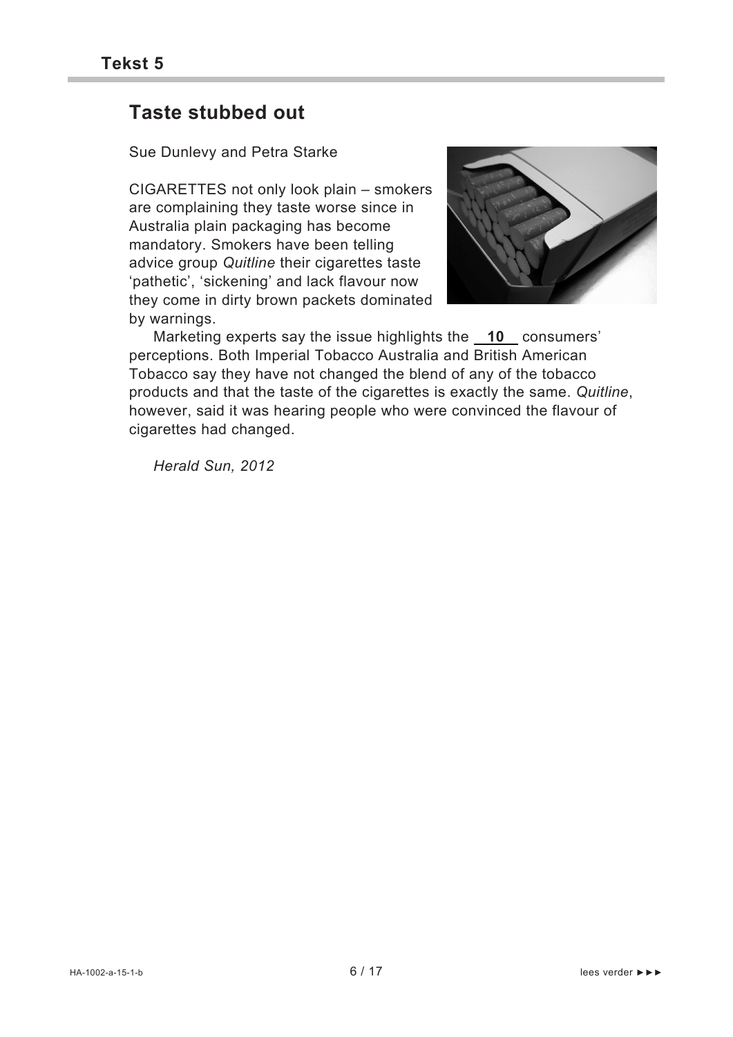## Tekst 5

# Taste stubbed out

Sue Dunlevy and Petra Starke

CIGARETTES not only look plain – smokers are complaining they taste worse since in Australia plain packaging has become mandatory. Smokers have been telling advice group *Quitline* their cigarettes taste 'pathetic', 'sickening' and lack flavour now they come in dirty brown packets dominated by warnings.

Marketing experts say the issue highlights the **10** consumers' perceptions. Both Imperial Tobacco Australia and British American Tobacco say they have not changed the blend of any of the tobacco products and that the taste of the cigarettes is exactly the same. *Quitline*, however, said it was hearing people who were convinced the flavour of cigarettes had changed.

*Herald Sun, 2012*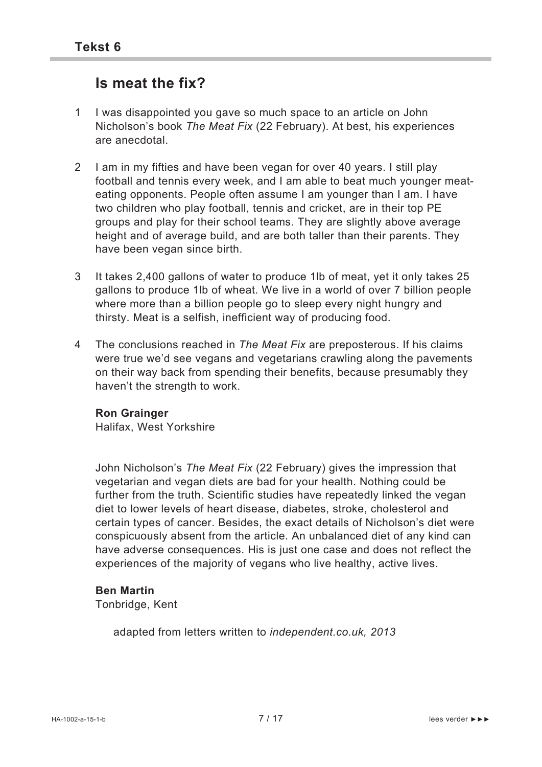## Tekst 6

# Is meat the fix?

1 I was disappointed you gave so much space to an article on John Nicholson's book *The Meat Fix* (22 February). At best, his experiences are anecdotal.

2 I am in my fifties and have been vegan for over 40 years. I still play football and tennis every week, and I am able to beat much younger meat-eating opponents. People often assume I am younger than I am. I have two children who play football, tennis and cricket, are in their top PE groups and play for their school teams. They are slightly above average height and of average build, and are both taller than their parents. They have been vegan since birth.

3 It takes 2,400 gallons of water to produce 1lb of meat, yet it only takes 25 gallons to produce 1lb of wheat. We live in a world of over 7 billion people where more than a billion people go to sleep every night hungry and thirsty. Meat is a selfish, inefficient way of producing food.

4 The conclusions reached in *The Meat Fix* are preposterous. If his claims were true we'd see vegans and vegetarians crawling along the pavements on their way back from spending their benefits, because presumably they haven't the strength to work.

**Ron Grainger**
Halifax, West Yorkshire

John Nicholson's *The Meat Fix* (22 February) gives the impression that vegetarian and vegan diets are bad for your health. Nothing could be further from the truth. Scientific studies have repeatedly linked the vegan diet to lower levels of heart disease, diabetes, stroke, cholesterol and certain types of cancer. Besides, the exact details of Nicholson's diet were conspicuously absent from the article. An unbalanced diet of any kind can have adverse consequences. His is just one case and does not reflect the experiences of the majority of vegans who live healthy, active lives.

**Ben Martin**
Tonbridge, Kent

adapted from letters written to *independent.co.uk, 2013*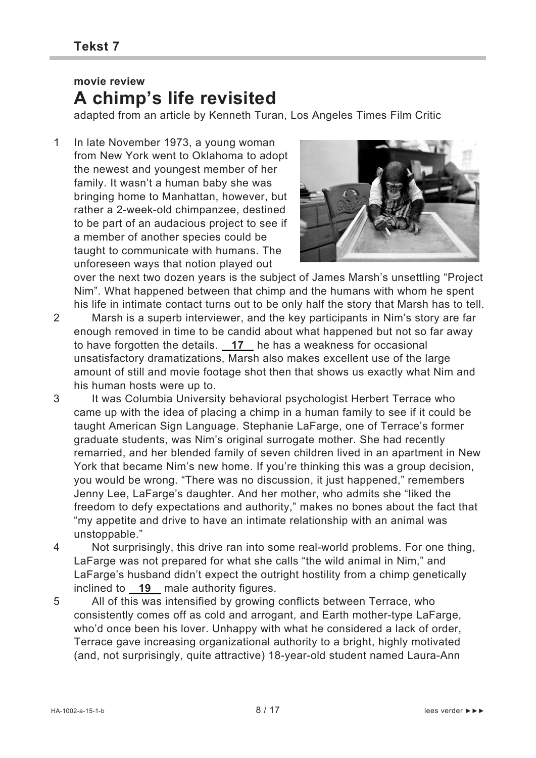## Tekst 7

**movie review**

# A chimp's life revisited

adapted from an article by Kenneth Turan, Los Angeles Times Film Critic

1 In late November 1973, a young woman from New York went to Oklahoma to adopt the newest and youngest member of her family. It wasn't a human baby she was bringing home to Manhattan, however, but rather a 2-week-old chimpanzee, destined to be part of an audacious project to see if a member of another species could be taught to communicate with humans. The unforeseen ways that notion played out over the next two dozen years is the subject of James Marsh's unsettling "Project Nim". What happened between that chimp and the humans with whom he spent his life in intimate contact turns out to be only half the story that Marsh has to tell.

2 Marsh is a superb interviewer, and the key participants in Nim's story are far enough removed in time to be candid about what happened but not so far away to have forgotten the details. __17__ he has a weakness for occasional unsatisfactory dramatizations, Marsh also makes excellent use of the large amount of still and movie footage shot then that shows us exactly what Nim and his human hosts were up to.

3 It was Columbia University behavioral psychologist Herbert Terrace who came up with the idea of placing a chimp in a human family to see if it could be taught American Sign Language. Stephanie LaFarge, one of Terrace's former graduate students, was Nim's original surrogate mother. She had recently remarried, and her blended family of seven children lived in an apartment in New York that became Nim's new home. If you're thinking this was a group decision, you would be wrong. "There was no discussion, it just happened," remembers Jenny Lee, LaFarge's daughter. And her mother, who admits she "liked the freedom to defy expectations and authority," makes no bones about the fact that "my appetite and drive to have an intimate relationship with an animal was unstoppable."

4 Not surprisingly, this drive ran into some real-world problems. For one thing, LaFarge was not prepared for what she calls "the wild animal in Nim," and LaFarge's husband didn't expect the outright hostility from a chimp genetically inclined to __19__ male authority figures.

5 All of this was intensified by growing conflicts between Terrace, who consistently comes off as cold and arrogant, and Earth mother-type LaFarge, who'd once been his lover. Unhappy with what he considered a lack of order, Terrace gave increasing organizational authority to a bright, highly motivated (and, not surprisingly, quite attractive) 18-year-old student named Laura-Ann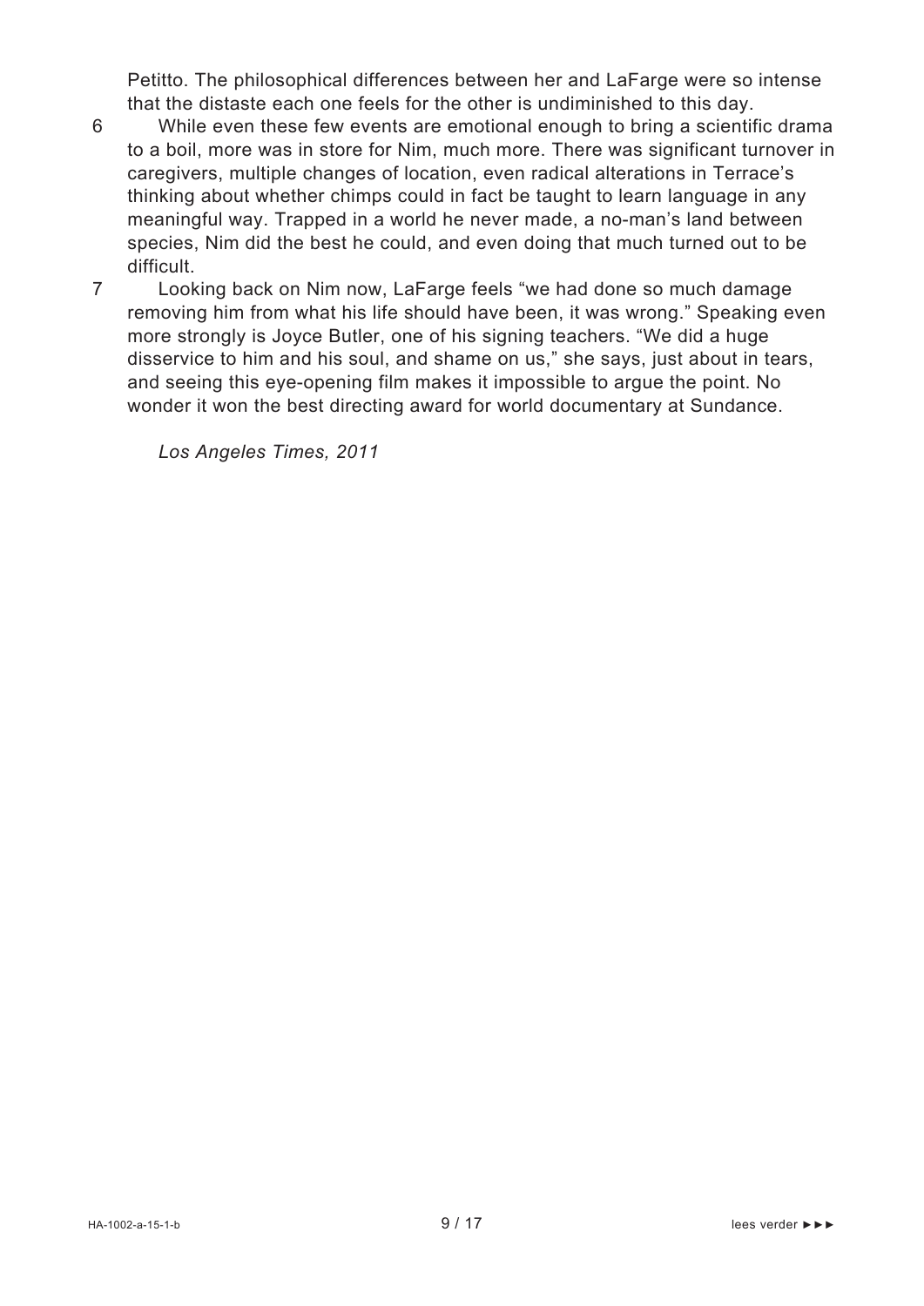Petitto. The philosophical differences between her and LaFarge were so intense that the distaste each one feels for the other is undiminished to this day.

6 While even these few events are emotional enough to bring a scientific drama to a boil, more was in store for Nim, much more. There was significant turnover in caregivers, multiple changes of location, even radical alterations in Terrace's thinking about whether chimps could in fact be taught to learn language in any meaningful way. Trapped in a world he never made, a no-man's land between species, Nim did the best he could, and even doing that much turned out to be difficult.

7 Looking back on Nim now, LaFarge feels "we had done so much damage removing him from what his life should have been, it was wrong." Speaking even more strongly is Joyce Butler, one of his signing teachers. "We did a huge disservice to him and his soul, and shame on us," she says, just about in tears, and seeing this eye-opening film makes it impossible to argue the point. No wonder it won the best directing award for world documentary at Sundance.

*Los Angeles Times, 2011*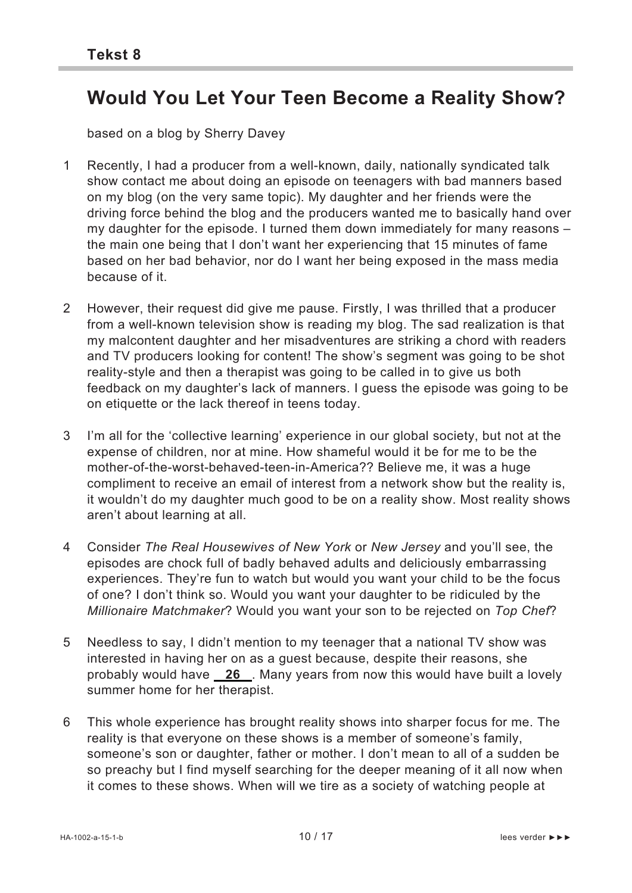**Tekst 8**

# Would You Let Your Teen Become a Reality Show?

based on a blog by Sherry Davey

1 Recently, I had a producer from a well-known, daily, nationally syndicated talk show contact me about doing an episode on teenagers with bad manners based on my blog (on the very same topic). My daughter and her friends were the driving force behind the blog and the producers wanted me to basically hand over my daughter for the episode. I turned them down immediately for many reasons – the main one being that I don't want her experiencing that 15 minutes of fame based on her bad behavior, nor do I want her being exposed in the mass media because of it.

2 However, their request did give me pause. Firstly, I was thrilled that a producer from a well-known television show is reading my blog. The sad realization is that my malcontent daughter and her misadventures are striking a chord with readers and TV producers looking for content! The show's segment was going to be shot reality-style and then a therapist was going to be called in to give us both feedback on my daughter's lack of manners. I guess the episode was going to be on etiquette or the lack thereof in teens today.

3 I'm all for the 'collective learning' experience in our global society, but not at the expense of children, nor at mine. How shameful would it be for me to be the mother-of-the-worst-behaved-teen-in-America?? Believe me, it was a huge compliment to receive an email of interest from a network show but the reality is, it wouldn't do my daughter much good to be on a reality show. Most reality shows aren't about learning at all.

4 Consider *The Real Housewives of New York* or *New Jersey* and you'll see, the episodes are chock full of badly behaved adults and deliciously embarrassing experiences. They're fun to watch but would you want your child to be the focus of one? I don't think so. Would you want your daughter to be ridiculed by the *Millionaire Matchmaker*? Would you want your son to be rejected on *Top Chef*?

5 Needless to say, I didn't mention to my teenager that a national TV show was interested in having her on as a guest because, despite their reasons, she probably would have **__26__**. Many years from now this would have built a lovely summer home for her therapist.

6 This whole experience has brought reality shows into sharper focus for me. The reality is that everyone on these shows is a member of someone's family, someone's son or daughter, father or mother. I don't mean to all of a sudden be so preachy but I find myself searching for the deeper meaning of it all now when it comes to these shows. When will we tire as a society of watching people at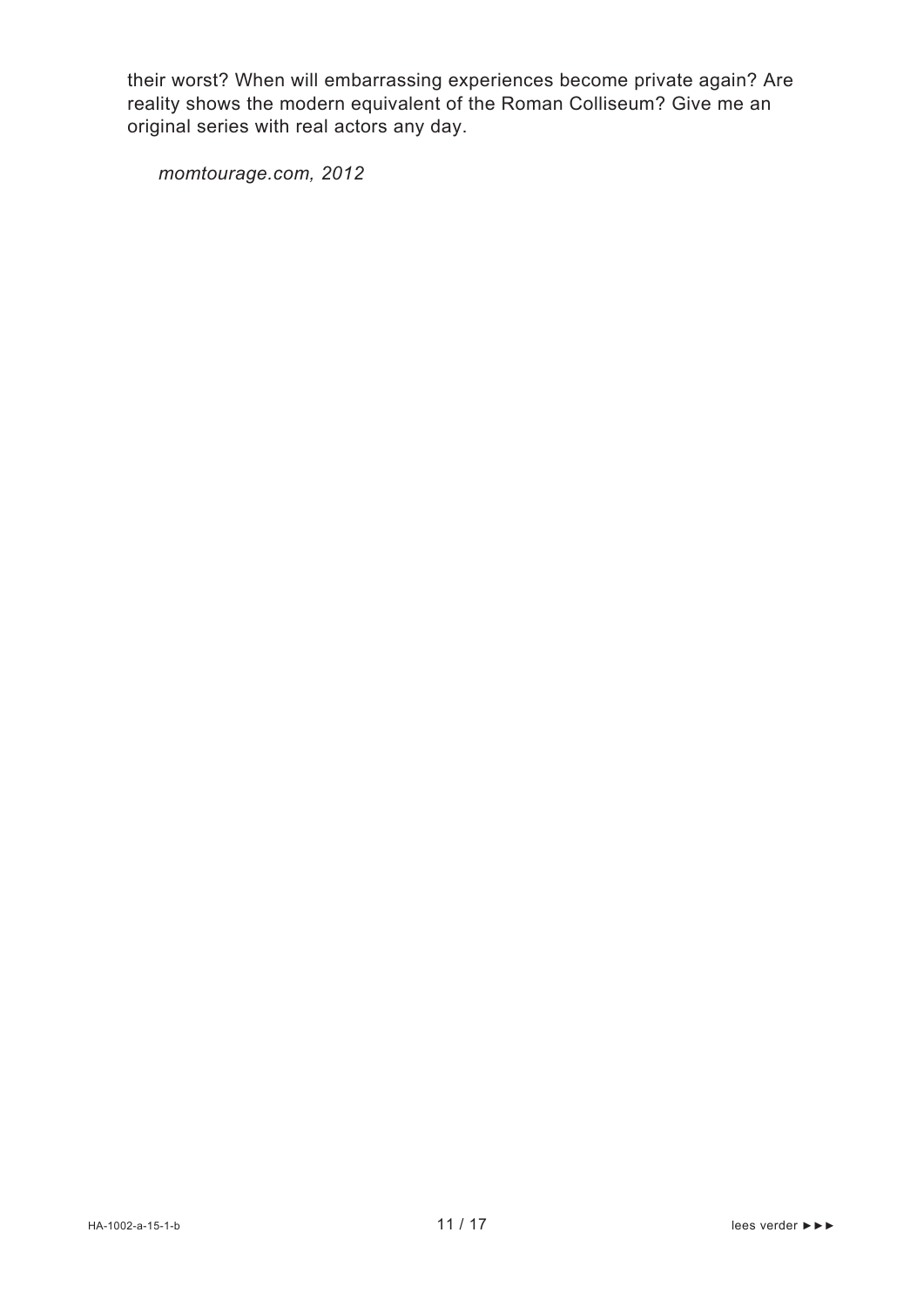their worst? When will embarrassing experiences become private again? Are reality shows the modern equivalent of the Roman Colliseum? Give me an original series with real actors any day.

*momtourage.com, 2012*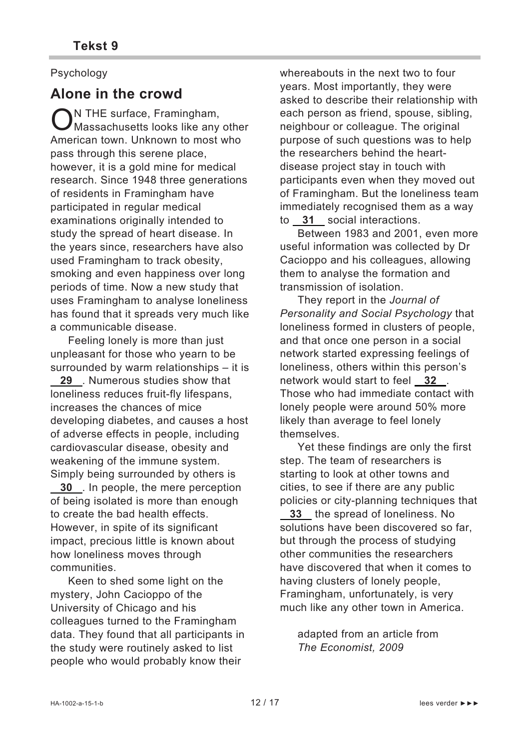## Tekst 9

Psychology

# Alone in the crowd

ON THE surface, Framingham, Massachusetts looks like any other American town. Unknown to most who pass through this serene place, however, it is a gold mine for medical research. Since 1948 three generations of residents in Framingham have participated in regular medical examinations originally intended to study the spread of heart disease. In the years since, researchers have also used Framingham to track obesity, smoking and even happiness over long periods of time. Now a new study that uses Framingham to analyse loneliness has found that it spreads very much like a communicable disease.

Feeling lonely is more than just unpleasant for those who yearn to be surrounded by warm relationships – it is **29** . Numerous studies show that loneliness reduces fruit-fly lifespans, increases the chances of mice developing diabetes, and causes a host of adverse effects in people, including cardiovascular disease, obesity and weakening of the immune system. Simply being surrounded by others is **30** . In people, the mere perception of being isolated is more than enough to create the bad health effects. However, in spite of its significant impact, precious little is known about how loneliness moves through communities.

Keen to shed some light on the mystery, John Cacioppo of the University of Chicago and his colleagues turned to the Framingham data. They found that all participants in the study were routinely asked to list people who would probably know their whereabouts in the next two to four years. Most importantly, they were asked to describe their relationship with each person as friend, spouse, sibling, neighbour or colleague. The original purpose of such questions was to help the researchers behind the heart-disease project stay in touch with participants even when they moved out of Framingham. But the loneliness team immediately recognised them as a way to **31** social interactions.

Between 1983 and 2001, even more useful information was collected by Dr Cacioppo and his colleagues, allowing them to analyse the formation and transmission of isolation.

They report in the *Journal of Personality and Social Psychology* that loneliness formed in clusters of people, and that once one person in a social network started expressing feelings of loneliness, others within this person's network would start to feel **32** . Those who had immediate contact with lonely people were around 50% more likely than average to feel lonely themselves.

Yet these findings are only the first step. The team of researchers is starting to look at other towns and cities, to see if there are any public policies or city-planning techniques that **33** the spread of loneliness. No solutions have been discovered so far, but through the process of studying other communities the researchers have discovered that when it comes to having clusters of lonely people, Framingham, unfortunately, is very much like any other town in America.

adapted from an article from *The Economist, 2009*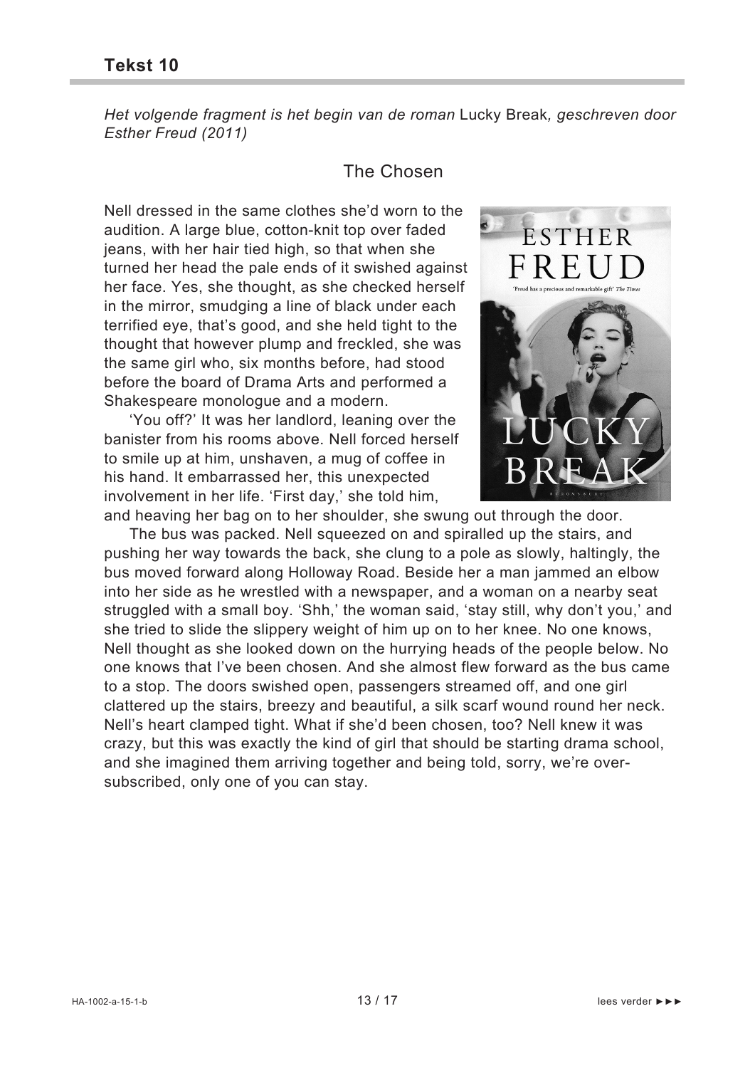## Tekst 10

*Het volgende fragment is het begin van de roman* Lucky Break*, geschreven door Esther Freud (2011)*

### The Chosen

Nell dressed in the same clothes she'd worn to the audition. A large blue, cotton-knit top over faded jeans, with her hair tied high, so that when she turned her head the pale ends of it swished against her face. Yes, she thought, as she checked herself in the mirror, smudging a line of black under each terrified eye, that's good, and she held tight to the thought that however plump and freckled, she was the same girl who, six months before, had stood before the board of Drama Arts and performed a Shakespeare monologue and a modern.

'You off?' It was her landlord, leaning over the banister from his rooms above. Nell forced herself to smile up at him, unshaven, a mug of coffee in his hand. It embarrassed her, this unexpected involvement in her life. 'First day,' she told him, and heaving her bag on to her shoulder, she swung out through the door.

The bus was packed. Nell squeezed on and spiralled up the stairs, and pushing her way towards the back, she clung to a pole as slowly, haltingly, the bus moved forward along Holloway Road. Beside her a man jammed an elbow into her side as he wrestled with a newspaper, and a woman on a nearby seat struggled with a small boy. 'Shh,' the woman said, 'stay still, why don't you,' and she tried to slide the slippery weight of him up on to her knee. No one knows, Nell thought as she looked down on the hurrying heads of the people below. No one knows that I've been chosen. And she almost flew forward as the bus came to a stop. The doors swished open, passengers streamed off, and one girl clattered up the stairs, breezy and beautiful, a silk scarf wound round her neck. Nell's heart clamped tight. What if she'd been chosen, too? Nell knew it was crazy, but this was exactly the kind of girl that should be starting drama school, and she imagined them arriving together and being told, sorry, we're over-subscribed, only one of you can stay.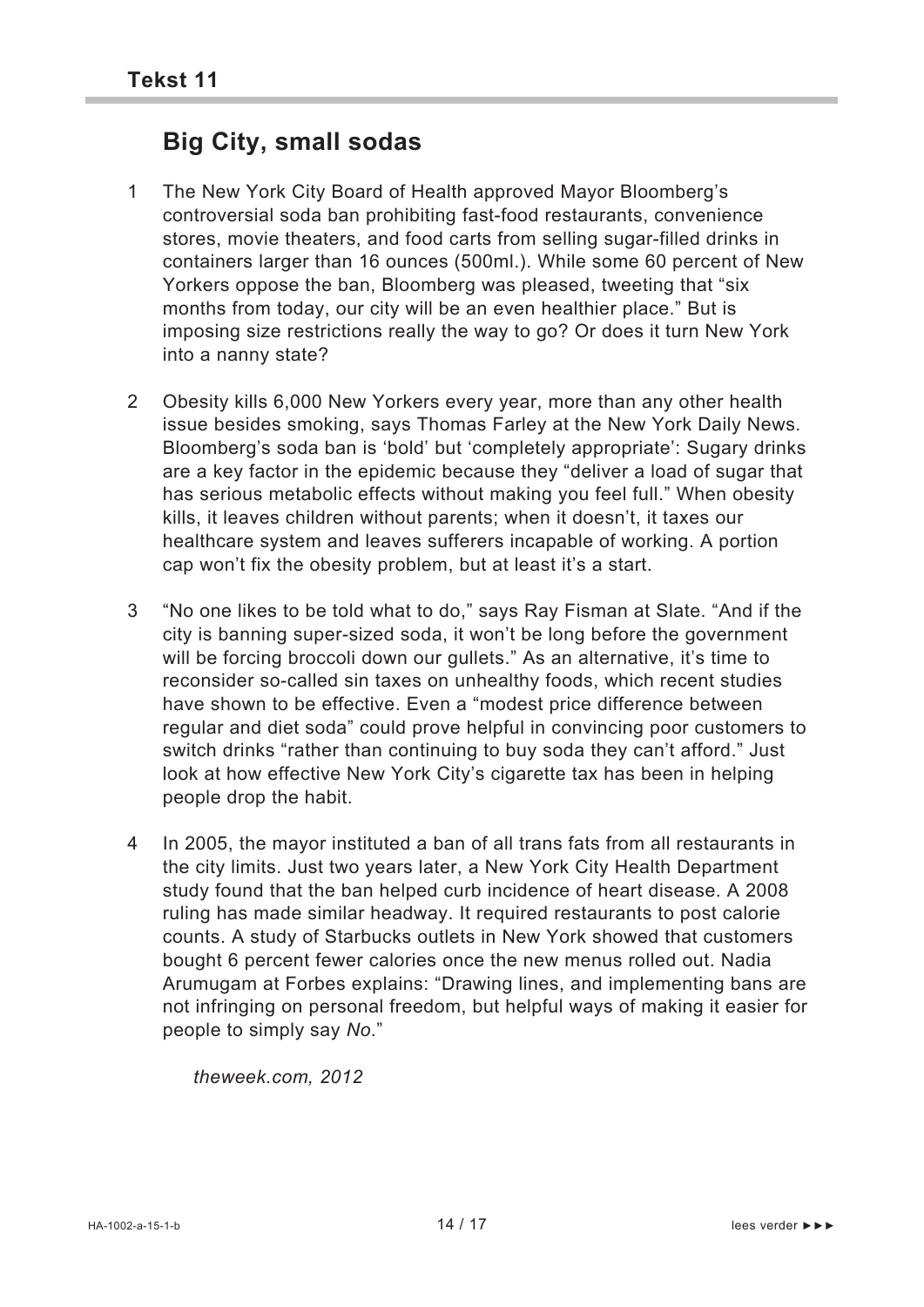## Tekst 11

### Big City, small sodas

1 The New York City Board of Health approved Mayor Bloomberg's controversial soda ban prohibiting fast-food restaurants, convenience stores, movie theaters, and food carts from selling sugar-filled drinks in containers larger than 16 ounces (500ml.). While some 60 percent of New Yorkers oppose the ban, Bloomberg was pleased, tweeting that "six months from today, our city will be an even healthier place." But is imposing size restrictions really the way to go? Or does it turn New York into a nanny state?

2 Obesity kills 6,000 New Yorkers every year, more than any other health issue besides smoking, says Thomas Farley at the New York Daily News. Bloomberg's soda ban is 'bold' but 'completely appropriate': Sugary drinks are a key factor in the epidemic because they "deliver a load of sugar that has serious metabolic effects without making you feel full." When obesity kills, it leaves children without parents; when it doesn't, it taxes our healthcare system and leaves sufferers incapable of working. A portion cap won't fix the obesity problem, but at least it's a start.

3 "No one likes to be told what to do," says Ray Fisman at Slate. "And if the city is banning super-sized soda, it won't be long before the government will be forcing broccoli down our gullets." As an alternative, it's time to reconsider so-called sin taxes on unhealthy foods, which recent studies have shown to be effective. Even a "modest price difference between regular and diet soda" could prove helpful in convincing poor customers to switch drinks "rather than continuing to buy soda they can't afford." Just look at how effective New York City's cigarette tax has been in helping people drop the habit.

4 In 2005, the mayor instituted a ban of all trans fats from all restaurants in the city limits. Just two years later, a New York City Health Department study found that the ban helped curb incidence of heart disease. A 2008 ruling has made similar headway. It required restaurants to post calorie counts. A study of Starbucks outlets in New York showed that customers bought 6 percent fewer calories once the new menus rolled out. Nadia Arumugam at Forbes explains: "Drawing lines, and implementing bans are not infringing on personal freedom, but helpful ways of making it easier for people to simply say *No*."

*theweek.com, 2012*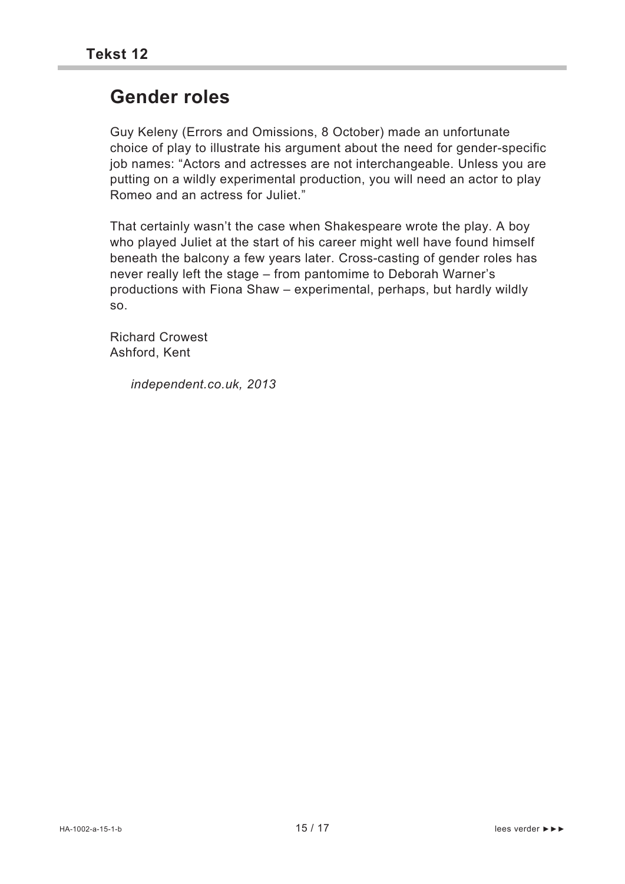## Tekst 12

# Gender roles

Guy Keleny (Errors and Omissions, 8 October) made an unfortunate choice of play to illustrate his argument about the need for gender-specific job names: “Actors and actresses are not interchangeable. Unless you are putting on a wildly experimental production, you will need an actor to play Romeo and an actress for Juliet.”

That certainly wasn’t the case when Shakespeare wrote the play. A boy who played Juliet at the start of his career might well have found himself beneath the balcony a few years later. Cross-casting of gender roles has never really left the stage – from pantomime to Deborah Warner’s productions with Fiona Shaw – experimental, perhaps, but hardly wildly so.

Richard Crowest
Ashford, Kent

*independent.co.uk, 2013*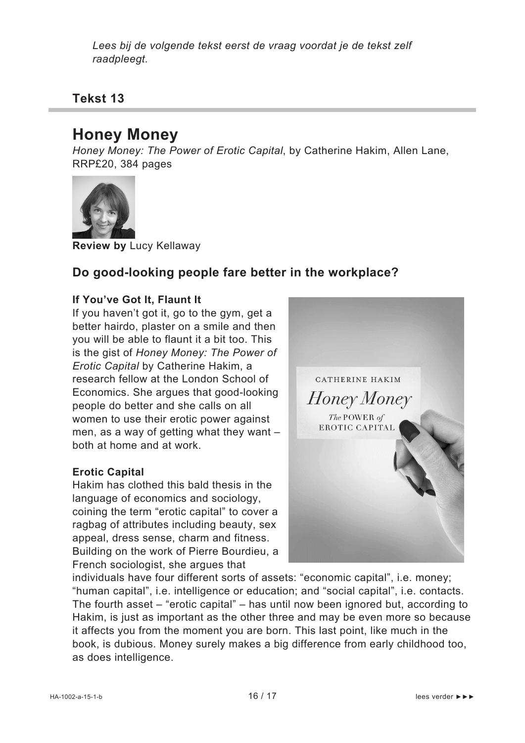*Lees bij de volgende tekst eerst de vraag voordat je de tekst zelf raadpleegt.*

## Tekst 13

# Honey Money

*Honey Money: The Power of Erotic Capital*, by Catherine Hakim, Allen Lane, RRP£20, 384 pages

**Review by** Lucy Kellaway

## Do good-looking people fare better in the workplace?

**If You've Got It, Flaunt It**

If you haven't got it, go to the gym, get a better hairdo, plaster on a smile and then you will be able to flaunt it a bit too. This is the gist of *Honey Money: The Power of Erotic Capital* by Catherine Hakim, a research fellow at the London School of Economics. She argues that good-looking people do better and she calls on all women to use their erotic power against men, as a way of getting what they want – both at home and at work.

**Erotic Capital**

Hakim has clothed this bald thesis in the language of economics and sociology, coining the term "erotic capital" to cover a ragbag of attributes including beauty, sex appeal, dress sense, charm and fitness. Building on the work of Pierre Bourdieu, a French sociologist, she argues that individuals have four different sorts of assets: "economic capital", i.e. money; "human capital", i.e. intelligence or education; and "social capital", i.e. contacts. The fourth asset – "erotic capital" – has until now been ignored but, according to Hakim, is just as important as the other three and may be even more so because it affects you from the moment you are born. This last point, like much in the book, is dubious. Money surely makes a big difference from early childhood too, as does intelligence.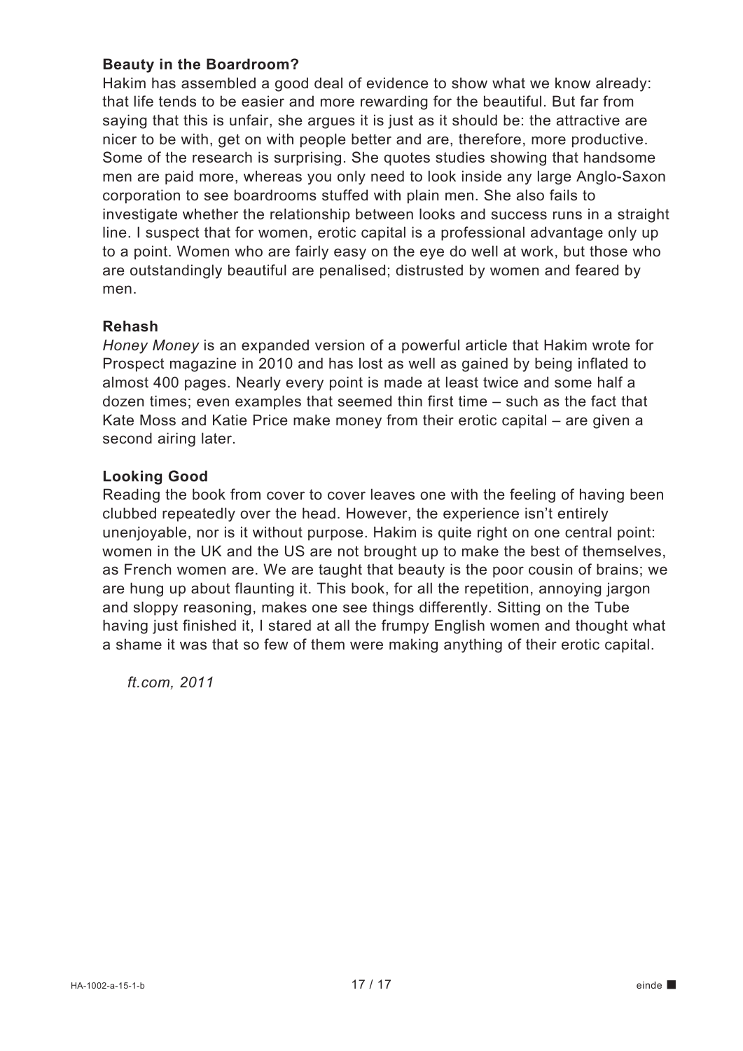**Beauty in the Boardroom?**

Hakim has assembled a good deal of evidence to show what we know already: that life tends to be easier and more rewarding for the beautiful. But far from saying that this is unfair, she argues it is just as it should be: the attractive are nicer to be with, get on with people better and are, therefore, more productive. Some of the research is surprising. She quotes studies showing that handsome men are paid more, whereas you only need to look inside any large Anglo-Saxon corporation to see boardrooms stuffed with plain men. She also fails to investigate whether the relationship between looks and success runs in a straight line. I suspect that for women, erotic capital is a professional advantage only up to a point. Women who are fairly easy on the eye do well at work, but those who are outstandingly beautiful are penalised; distrusted by women and feared by men.

**Rehash**

*Honey Money* is an expanded version of a powerful article that Hakim wrote for Prospect magazine in 2010 and has lost as well as gained by being inflated to almost 400 pages. Nearly every point is made at least twice and some half a dozen times; even examples that seemed thin first time – such as the fact that Kate Moss and Katie Price make money from their erotic capital – are given a second airing later.

**Looking Good**

Reading the book from cover to cover leaves one with the feeling of having been clubbed repeatedly over the head. However, the experience isn't entirely unenjoyable, nor is it without purpose. Hakim is quite right on one central point: women in the UK and the US are not brought up to make the best of themselves, as French women are. We are taught that beauty is the poor cousin of brains; we are hung up about flaunting it. This book, for all the repetition, annoying jargon and sloppy reasoning, makes one see things differently. Sitting on the Tube having just finished it, I stared at all the frumpy English women and thought what a shame it was that so few of them were making anything of their erotic capital.

*ft.com, 2011*